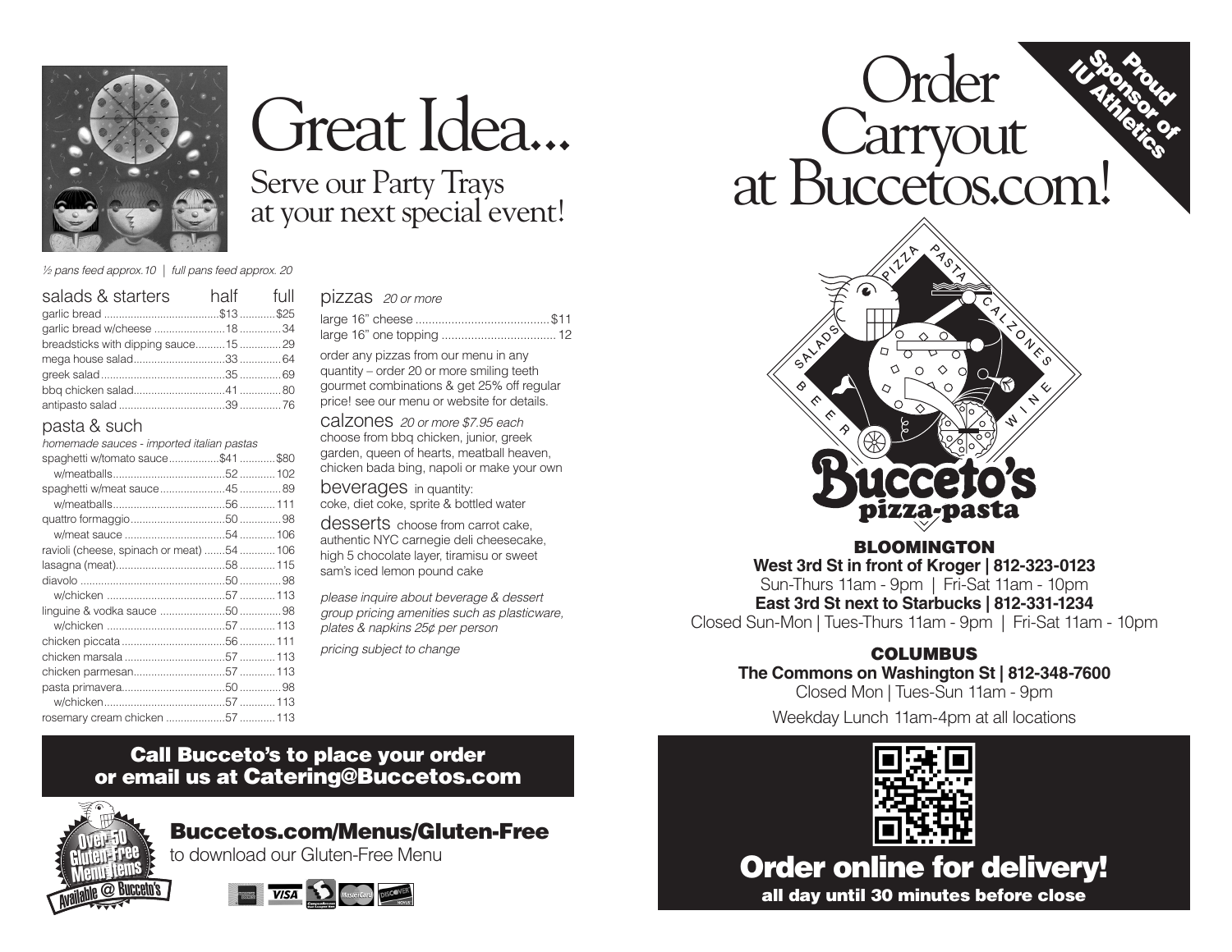# Great Idea...

## Serve our Party Trays at your next special event!

*½ pans feed approx.10 | full pans feed approx. 20*

| salads & starters | half | full |
|---|---|---|
| garlic bread | $13 | $25 |
| garlic bread w/cheese | 18 | 34 |
| breadsticks with dipping sauce | 15 | 29 |
| mega house salad | 33 | 64 |
| greek salad | 35 | 69 |
| bbq chicken salad | 41 | 80 |
| antipasto salad | 39 | 76 |

### pasta & such

*homemade sauces - imported italian pastas*

| | | |
|---|---|---|
| spaghetti w/tomato sauce | $41 | $80 |
| w/meatballs | 52 | 102 |
| spaghetti w/meat sauce | 45 | 89 |
| w/meatballs | 56 | 111 |
| quattro formaggio | 50 | 98 |
| w/meat sauce | 54 | 106 |
| ravioli (cheese, spinach or meat) | 54 | 106 |
| lasagna (meat) | 58 | 115 |
| diavolo | 50 | 98 |
| w/chicken | 57 | 113 |
| linguine & vodka sauce | 50 | 98 |
| w/chicken | 57 | 113 |
| chicken piccata | 56 | 111 |
| chicken marsala | 57 | 113 |
| chicken parmesan | 57 | 113 |
| pasta primavera | 50 | 98 |
| w/chicken | 57 | 113 |
| rosemary cream chicken | 57 | 113 |

### pizzas *20 or more*

| | |
|---|---|
| large 16" cheese | $11 |
| large 16" one topping | 12 |

order any pizzas from our menu in any quantity – order 20 or more smiling teeth gourmet combinations & get 25% off regular price! see our menu or website for details.

### calzones *20 or more $7.95 each*

choose from bbq chicken, junior, greek garden, queen of hearts, meatball heaven, chicken bada bing, napoli or make your own

### beverages in quantity:

coke, diet coke, sprite & bottled water

### desserts

choose from carrot cake, authentic NYC carnegie deli cheesecake, high 5 chocolate layer, tiramisu or sweet sam's iced lemon pound cake

*please inquire about beverage & dessert group pricing amenities such as plasticware, plates & napkins 25¢ per person*

*pricing subject to change*

**Call Bucceto's to place your order or email us at Catering@Buccetos.com**

Over 50 Gluten-Free Menu Items Available @ Bucceto's

**Buccetos.com/Menus/Gluten-Free**

to download our Gluten-Free Menu

# Order Carryout at Buccetos.com!

Proud Sponsor of IU Athletics

PIZZA · PASTA · CALZONES · WINE · BEER · SALADS

Bucceto's pizza·pasta

### BLOOMINGTON

**West 3rd St in front of Kroger | 812-323-0123**

Sun-Thurs 11am - 9pm | Fri-Sat 11am - 10pm

**East 3rd St next to Starbucks | 812-331-1234**

Closed Sun-Mon | Tues-Thurs 11am - 9pm | Fri-Sat 11am - 10pm

### COLUMBUS

**The Commons on Washington St | 812-348-7600**

Closed Mon | Tues-Sun 11am - 9pm

Weekday Lunch 11am-4pm at all locations

## Order online for delivery!

**all day until 30 minutes before close**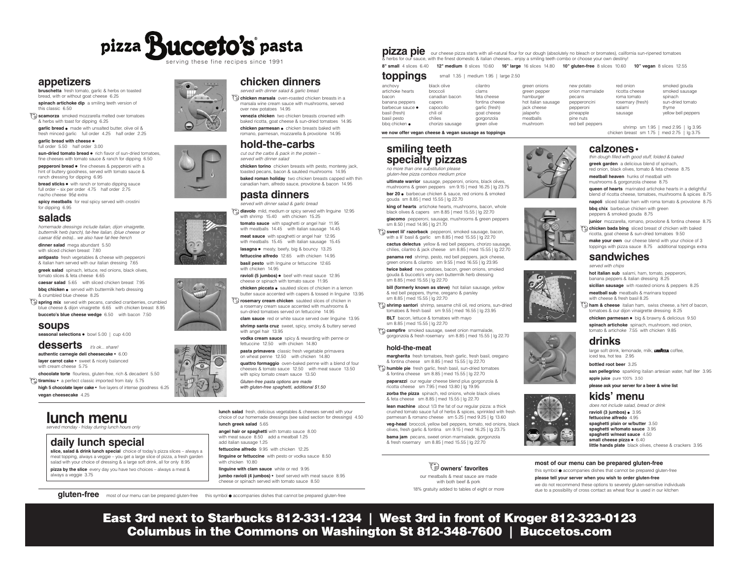# pizza Bucceto's pasta

serving these fine recipes since 1991

## appetizers

**bruschetta** fresh tomato, garlic & herbs on toasted bread, with or without goat cheese 6.25

**spinach artichoke dip** a smiling teeth version of this classic 6.50

**scamorza** smoked mozzarella melted over tomatoes & herbs with toast for dipping 6.25

**garlic bread** ● made with unsalted butter, olive oil & fresh minced garlic full order 4.25 half order 2.25

**garlic bread with cheese** ●
full order 5.50 half order 3.00

**sun-dried tomato bread** ● rich flavor of sun-dried tomatoes, fine cheeses with tomato sauce & ranch for dipping 6.50

**pepperoni bread** ● fine cheeses & pepperoni with a hint of buttery goodness, served with tomato sauce & ranch dressing for dipping 6.95

**bread sticks** ● with ranch or tomato dipping sauce full order – six per order 4.75 half order 2.75
nacho cheese 95¢ extra

**spicy meatballs** for real spicy served with crostini for dipping 6.95

## salads

*homemade dressings include italian, dijon vinaigrette, buttermilk herb (ranch), fat-free italian, (blue cheese or caesar 65¢ extra)... we also have fat-free french*

**dinner salad** mega abundant 5.50
with sliced chicken breast 7.80

**antipasto** fresh vegetables & cheese with pepperoni & italian ham served with our italian dressing 7.65

**greek salad** spinach, lettuce, red onions, black olives, tomato slices & feta cheese 6.65

**caesar salad** 5.65 with sliced chicken breast 7.95

**bbq chicken** ● served with buttermilk herb dressing & crumbled blue cheese 8.25

**spring mix** served with pecans, candied cranberries, crumbled blue cheese & dijon vinaigrette 6.65 with chicken breast 8.95

**bucceto's blue cheese wedge** 6.50 with bacon 7.50

## soups

**seasonal selections** ● bowl 5.00 | cup 4.00

## desserts *it's ok... share!*

**authentic carnegie deli cheesecake** • 6.00

**layer carrot cake** • sweet & nicely balanced with cream cheese 5.75

**chocolate torte** flourless, gluten-free, rich & decadent 5.50

**tiramisu** • a perfect classic imported from italy 5.75

**high 5 chocolate layer cake** • five layers of intense goodness 6.25

**vegan cheesecake** 4.25

## chicken dinners

*served with dinner salad & garlic bread*

**chicken marsala** oven-roasted chicken breasts in a marsala wine cream sauce with mushrooms, served over new potatoes 14.95

**venezia chicken** two chicken breasts crowned with baked ricotta, goat cheese & sun-dried tomatoes 14.95

**chicken parmesan** ● chicken breasts baked with romano, parmesan, mozzarella & provolone 14.95

## hold-the-carbs

*cut out the carbs & pack in the protein – served with dinner salad*

**chicken torino** chicken breasts with pesto, monterey jack, toasted pecans, bacon & sautéed mushrooms 14.95

**baked roman holiday** two chicken breasts capped with thin canadian ham, alfredo sauce, provolone & bacon 14.95

## pasta dinners

*served with dinner salad & garlic bread*

**diavolo** mild, medium or spicy served with linguine 12.95 with shrimp 15.40 with chicken 15.25

**tomato sauce** with spaghetti or angel hair 11.95 with meatballs 14.45 with italian sausage 14.45

**meat sauce** with spaghetti or angel hair 12.95 with meatballs 15.45 with italian sausage 15.45

**lasagna** ● meaty, beefy, big & bouncy 13.25

**fettuccine alfredo** 12.65 with chicken 14.95

**basil pesto** with linguine or fettuccine 12.65 with chicken 14.95

**ravioli (5 jumbos)** ● beef with meat sauce 12.95 cheese or spinach with tomato sauce 11.95

**chicken piccata** ● sautéed slices of chicken in a lemon butter sauce accented with capers & tossed in linguine 13.95

**rosemary cream chicken** sautéed slices of chicken in a rosemary cream sauce accented with mushrooms & sun-dried tomatoes served on fettuccine 14.95

**clam sauce** red or white sauce served over linguine 13.95

**shrimp santa cruz** sweet, spicy, smoky & buttery served with angel hair 13.95

**vodka cream sauce** spicy & rewarding with penne or fettuccine 12.50 with chicken 14.80

**pasta primavera** classic fresh vegetable primavera on wheat penne 12.50 with chicken 14.80

**quattro formaggio** oven-baked penne with a blend of four cheeses & tomato sauce 12.50 with meat sauce 13.50 with spicy tomato cream sauce 13.50

*Gluten-free pasta options are made with gluten-free spaghetti, additional $1.50*

# lunch menu

*served monday - friday during lunch hours only*

## daily lunch special

**slice, salad & drink lunch special** choice of today's pizza slices – always a meat topping, always a veggie – you get a large slice of pizza, a fresh garden salad with your choice of dressing & a large soft drink, all for only 8.95

**pizza by the slice** every day you have two choices – always a meat & always a veggie 3.75

**lunch salad** fresh, delicious vegetables & cheeses served with your choice of our homemade dressings (see salad section for dressings) 4.50

**lunch greek salad** 5.65

**angel hair or spaghetti** with tomato sauce 8.00 with meat sauce 8.50 add a meatball 1.25 add italian sausage 1.25

**fettuccine alfredo** 9.95 with chicken 12.25

**linguine or fettuccine** with pesto or vodka sauce 8.50 with chicken 10.80

**linguine with clam sauce** white or red 9.95

**jumbo ravioli (4 jumbos)** • beef served with meat sauce 8.95 cheese or spinach served with tomato sauce 8.50

**gluten-free** most of our menu can be prepared gluten-free this symbol ● accompanies dishes that cannot be prepared gluten-free

## pizza pie

our cheese pizza starts with all-natural flour for our dough (absolutely no bleach or bromates), california sun-ripened tomatoes & herbs for our sauce, with the finest domestic & italian cheeses... enjoy a smiling teeth combo or choose your own destiny!

**8" small** 4 slices 6.40 **12" medium** 8 slices 10.60 **16" large** 16 slices 14.80 **10" gluten-free** 8 slices 10.60 **10" vegan** 8 slices 12.55

## toppings

small 1.35 | medium 1.95 | large 2.50

| | | | | | | |
|---|---|---|---|---|---|---|
| anchovy | black olive | cilantro | green onions | new potato | red onion | smoked gouda |
| artichoke hearts | broccoli | clams | green pepper | onion marmalade | ricotta cheese | smoked sausage |
| bacon | canadian bacon | feta cheese | hamburger | pecans | roma tomato | spinach |
| banana peppers | capers | fontina cheese | hot italian sausage | pepperoncini | rosemary (fresh) | sun-dried tomato |
| barbecue sauce ● | capocollo | garlic (fresh) | jack cheese | pepperoni | salami | thyme |
| basil (fresh) | chili oil | goat cheese | jalapeño | pineapple | sausage | yellow bell peppers |
| basil pesto | chilies | gorgonzola | meatballs | pine nuts | | |
| bbq chicken ● | chorizo sausage | green olive | mushroom | red bell peppers | | |

shrimp sm 1.95 | med 2.95 | lg 3.95
chicken breast sm 1.75 | med 2.75 | lg 3.75

**we now offer vegan cheese & vegan sausage as toppings**

## smiling teeth specialty pizzas

*no more than one substitution please*
*gluten-free pizza combos medium price*

**ultimate warrior** sausage, pepperoni, onions, black olives, mushrooms & green peppers sm 9.15 | med 16.25 | lg 23.75

**bar 20** ● barbecue chicken & sauce, red onions & smoked gouda sm 8.85 | med 15.55 | lg 22.70

**king of hearts** artichoke hearts, mushrooms, bacon, whole black olives & capers sm 8.85 | med 15.55 | lg 22.70

**giacomo** pepperoni, sausage, mushrooms & green peppers sm 8.50 | med 14.95 | lg 21.70

**sweet lil' razorback** pepperoni, smoked sausage, bacon, with a lil' basil & garlic sm 8.85 | med 15.55 | lg 22.70

**cactus delectus** yellow & red bell peppers, chorizo sausage, chilies, cilantro & jack cheese sm 8.85 | med 15.55 | lg 22.70

**panama red** shrimp, pesto, red bell peppers, jack cheese, green onions & cilantro sm 9.55 | med 16.55 | lg 23.95

**twice baked** new potatoes, bacon, green onions, smoked gouda & bucceto's very own buttermilk herb dressing sm 8.85 | med 15.55 | lg 22.70

**bill (formerly known as steve)** hot italian sausage, yellow & red bell peppers, thyme, oregano & parsley sm 8.85 | med 15.55 | lg 22.70

**shrimp santori** shrimp, sesame chili oil, red onions, sun-dried tomatoes & fresh basil sm 9.55 | med 16.55 | lg 23.95

**BLT** bacon, lettuce & tomatoes with mayo sm 8.85 | med 15.55 | lg 22.70

**campfire** smoked sausage, sweet onion marmalade, gorgonzola & fresh rosemary sm 8.85 | med 15.55 | lg 22.70

### hold-the-meat

**margherita** fresh tomatoes, fresh garlic, fresh basil, oregano & fontina cheese sm 8.85 | med 15.55 | lg 22.70

**humble pie** fresh garlic, fresh basil, sun-dried tomatoes & fontina cheese sm 8.85 | med 15.55 | lg 22.70

**paparazzi** our regular cheese blend plus gorgonzola & ricotta cheese sm 7.95 | med 13.80 | lg 19.95

**zorba the pizza** spinach, red onions, whole black olives & feta cheese sm 8.85 | med 15.55 | lg 22.70

**lean machine** about 1/3 the fat of our regular pizza: a thick crushed tomato sauce full of herbs & spices, sprinkled with fresh parmesan & romano cheese sm 5.25 | med 9.25 | lg 13.60

**veg-head** broccoli, yellow bell peppers, tomato, red onions, black olives, fresh garlic & fontina sm 9.15 | med 16.25 | lg 23.75

**bama jam** pecans, sweet onion marmalade, gorgonzola & fresh rosemary sm 8.85 | med 15.55 | lg 22.70

## calzones •

*thin dough filled with good stuff, folded & baked*

**greek garden** a delicious blend of spinach, red onion, black olives, tomato & feta cheese 8.75

**meatball heaven** hunks of meatball with mushrooms & gorgonzola cheese 8.75

**queen of hearts** marinated artichoke hearts in a delightful blend of ricotta cheese, tomatoes, mushrooms & spices 8.75

**napoli** sliced italian ham with roma tomato & provolone 8.75

**bbq chix** barbecue chicken with green peppers & smoked gouda 8.75

**junior** mozzarella, romano, provolone & fontina cheese 8.75

**chicken bada bing** sliced breast of chicken with baked ricotta, goat cheese & sun-dried tomatoes 9.50

**make your own** our cheese blend with your choice of 3 toppings with pizza sauce 8.75 additional toppings extra

## sandwiches

*served with chips*

**hot italian sub** salami, ham, tomato, pepperoni, banana peppers & italian dressing 8.25

**sicilian sausage** with roasted onions & peppers 8.25

**meatball sub** meatballs & marinara topped with cheese & fresh basil 8.25

**ham & cheese** italian ham, swiss cheese, a hint of bacon, tomatoes & our dijon vinaigrette dressing 8.25

**chicken parmesan** ● big & brawny & delicious 9.50

**spinach artichoke** spinach, mushroom, red onion, tomato & artichoke 7.55 with chicken 9.85

## drinks

large soft drink, lemonade, milk, LAVAZZA coffee, iced tea, hot tea 2.95

**bottled root beer** 3.25

**san pellegrino** sparkling italian artesian water, half liter 3.95

**apple juice** pure 100% 3.50

**please ask your server for a beer & wine list**

## kids' menu

*does not include salad, bread or drink*

**ravioli (3 jumbos)** ● 3.95

**fettuccine alfredo** 4.95

**spaghetti plain or w/butter** 3.50

**spaghetti w/tomato sauce** 3.95

**spaghetti w/meat sauce** 4.50

**small cheese pizza** ● 6.40

**little hands plate** black olives, cheese & crackers 3.95

**owners' favorites**

our meatballs & meat sauce are made with both beef & pork

18% gratuity added to tables of eight or more

**most of our menu can be prepared gluten-free**

this symbol ● accompanies dishes that cannot be prepared gluten-free

**please tell your server when you wish to order gluten-free**

we do not recommend these options to severely gluten-sensitive individuals due to a possibility of cross contact as wheat flour is used in our kitchen

**East 3rd next to Starbucks 812-331-1234 | West 3rd in front of Kroger 812-323-0123**
**Columbus in the Commons on Washington St 812-348-7600 | Buccetos.com**